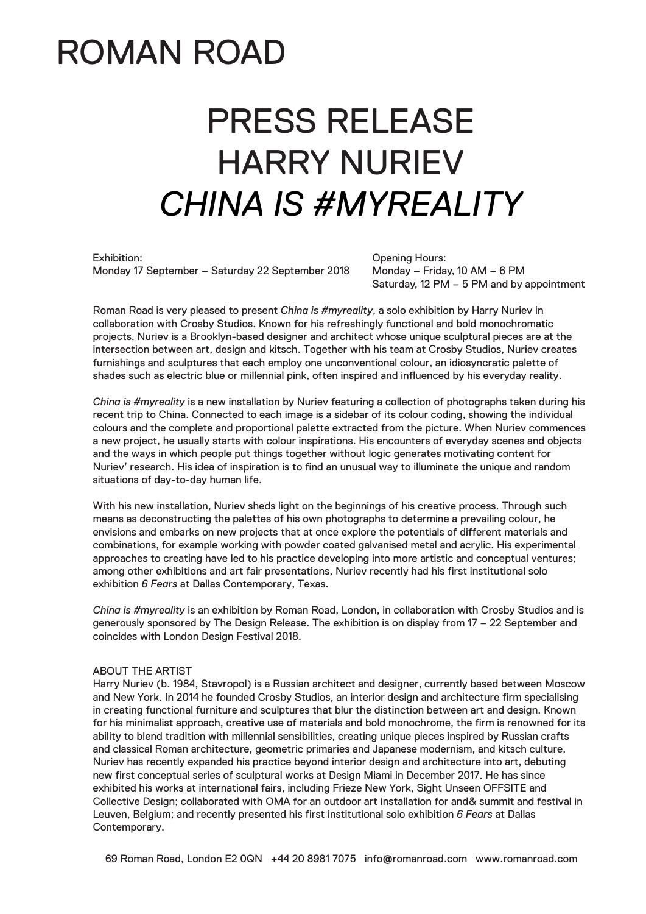# ROMAN ROAD

# PRESS RELEASE
# HARRY NURIEV
# *CHINA IS #MYREALITY*

Exhibition:
Monday 17 September – Saturday 22 September 2018

Opening Hours:
Monday – Friday, 10 AM – 6 PM
Saturday, 12 PM – 5 PM and by appointment

Roman Road is very pleased to present *China is #myreality*, a solo exhibition by Harry Nuriev in collaboration with Crosby Studios. Known for his refreshingly functional and bold monochromatic projects, Nuriev is a Brooklyn-based designer and architect whose unique sculptural pieces are at the intersection between art, design and kitsch. Together with his team at Crosby Studios, Nuriev creates furnishings and sculptures that each employ one unconventional colour, an idiosyncratic palette of shades such as electric blue or millennial pink, often inspired and influenced by his everyday reality.

*China is #myreality* is a new installation by Nuriev featuring a collection of photographs taken during his recent trip to China. Connected to each image is a sidebar of its colour coding, showing the individual colours and the complete and proportional palette extracted from the picture. When Nuriev commences a new project, he usually starts with colour inspirations. His encounters of everyday scenes and objects and the ways in which people put things together without logic generates motivating content for Nuriev' research. His idea of inspiration is to find an unusual way to illuminate the unique and random situations of day-to-day human life.

With his new installation, Nuriev sheds light on the beginnings of his creative process. Through such means as deconstructing the palettes of his own photographs to determine a prevailing colour, he envisions and embarks on new projects that at once explore the potentials of different materials and combinations, for example working with powder coated galvanised metal and acrylic. His experimental approaches to creating have led to his practice developing into more artistic and conceptual ventures; among other exhibitions and art fair presentations, Nuriev recently had his first institutional solo exhibition *6 Fears* at Dallas Contemporary, Texas.

*China is #myreality* is an exhibition by Roman Road, London, in collaboration with Crosby Studios and is generously sponsored by The Design Release. The exhibition is on display from 17 – 22 September and coincides with London Design Festival 2018.

ABOUT THE ARTIST
Harry Nuriev (b. 1984, Stavropol) is a Russian architect and designer, currently based between Moscow and New York. In 2014 he founded Crosby Studios, an interior design and architecture firm specialising in creating functional furniture and sculptures that blur the distinction between art and design. Known for his minimalist approach, creative use of materials and bold monochrome, the firm is renowned for its ability to blend tradition with millennial sensibilities, creating unique pieces inspired by Russian crafts and classical Roman architecture, geometric primaries and Japanese modernism, and kitsch culture. Nuriev has recently expanded his practice beyond interior design and architecture into art, debuting new first conceptual series of sculptural works at Design Miami in December 2017. He has since exhibited his works at international fairs, including Frieze New York, Sight Unseen OFFSITE and Collective Design; collaborated with OMA for an outdoor art installation for and& summit and festival in Leuven, Belgium; and recently presented his first institutional solo exhibition *6 Fears* at Dallas Contemporary.

69 Roman Road, London E2 0QN +44 20 8981 7075 info@romanroad.com www.romanroad.com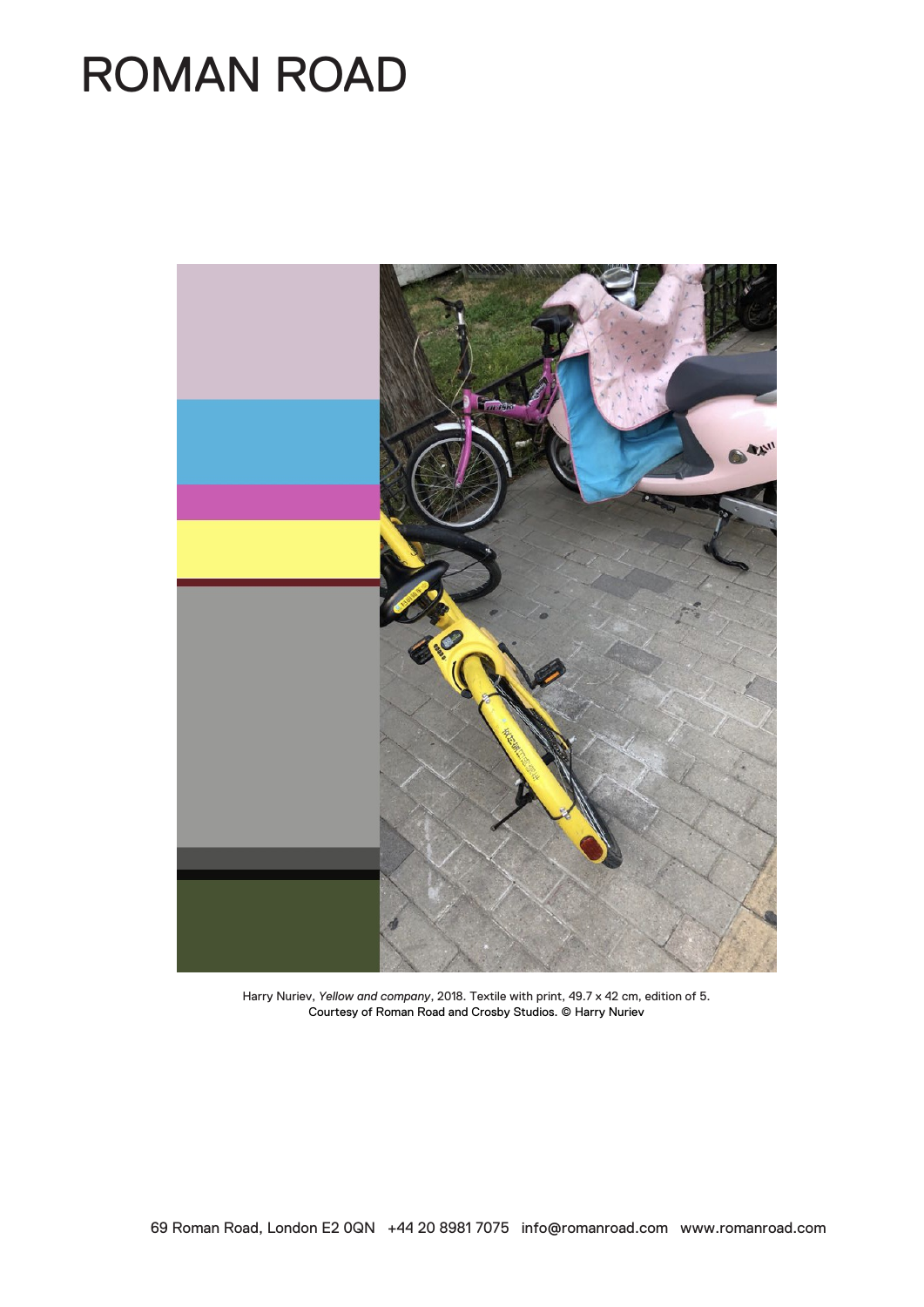# ROMAN ROAD

Harry Nuriev, *Yellow and company*, 2018. Textile with print, 49.7 x 42 cm, edition of 5.
Courtesy of Roman Road and Crosby Studios. © Harry Nuriev

69 Roman Road, London E2 0QN +44 20 8981 7075 info@romanroad.com www.romanroad.com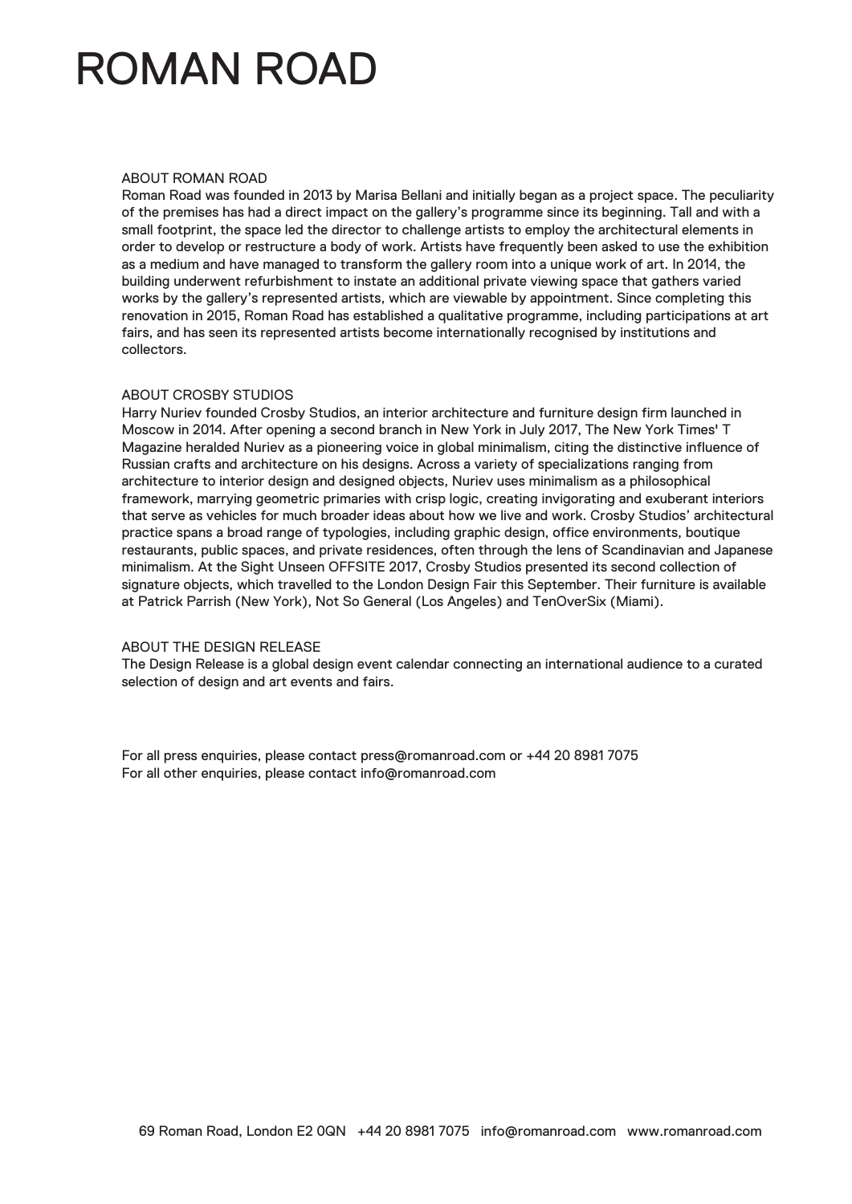# ROMAN ROAD

## ABOUT ROMAN ROAD

Roman Road was founded in 2013 by Marisa Bellani and initially began as a project space. The peculiarity of the premises has had a direct impact on the gallery's programme since its beginning. Tall and with a small footprint, the space led the director to challenge artists to employ the architectural elements in order to develop or restructure a body of work. Artists have frequently been asked to use the exhibition as a medium and have managed to transform the gallery room into a unique work of art. In 2014, the building underwent refurbishment to instate an additional private viewing space that gathers varied works by the gallery's represented artists, which are viewable by appointment. Since completing this renovation in 2015, Roman Road has established a qualitative programme, including participations at art fairs, and has seen its represented artists become internationally recognised by institutions and collectors.

## ABOUT CROSBY STUDIOS

Harry Nuriev founded Crosby Studios, an interior architecture and furniture design firm launched in Moscow in 2014. After opening a second branch in New York in July 2017, The New York Times' T Magazine heralded Nuriev as a pioneering voice in global minimalism, citing the distinctive influence of Russian crafts and architecture on his designs. Across a variety of specializations ranging from architecture to interior design and designed objects, Nuriev uses minimalism as a philosophical framework, marrying geometric primaries with crisp logic, creating invigorating and exuberant interiors that serve as vehicles for much broader ideas about how we live and work. Crosby Studios' architectural practice spans a broad range of typologies, including graphic design, office environments, boutique restaurants, public spaces, and private residences, often through the lens of Scandinavian and Japanese minimalism. At the Sight Unseen OFFSITE 2017, Crosby Studios presented its second collection of signature objects, which travelled to the London Design Fair this September. Their furniture is available at Patrick Parrish (New York), Not So General (Los Angeles) and TenOverSix (Miami).

## ABOUT THE DESIGN RELEASE

The Design Release is a global design event calendar connecting an international audience to a curated selection of design and art events and fairs.

For all press enquiries, please contact press@romanroad.com or +44 20 8981 7075
For all other enquiries, please contact info@romanroad.com

69 Roman Road, London E2 0QN +44 20 8981 7075 info@romanroad.com www.romanroad.com